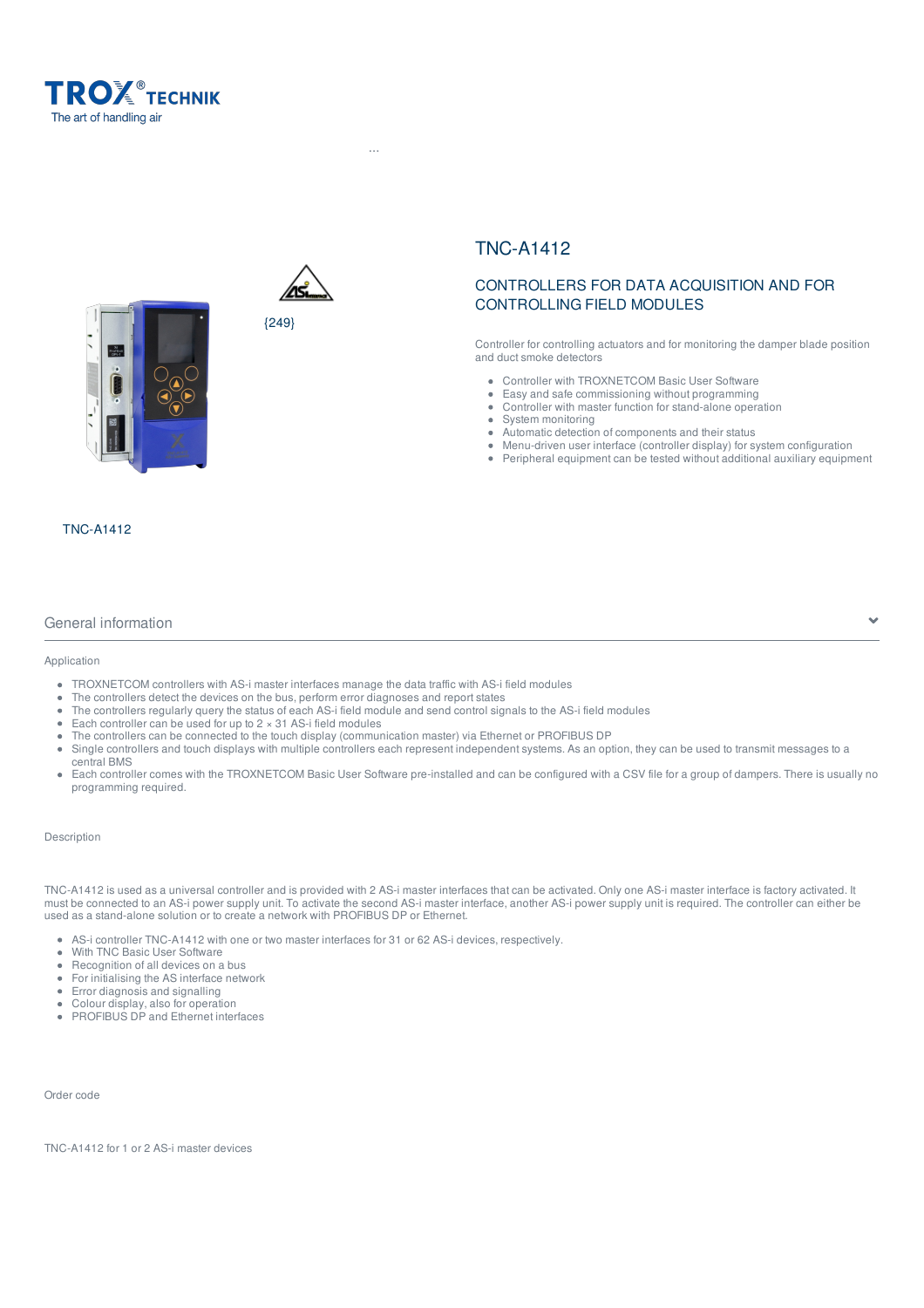TROX® TECHNIK
The art of handling air

...

{249}

TNC-A1412

# TNC-A1412

## CONTROLLERS FOR DATA ACQUISITION AND FOR CONTROLLING FIELD MODULES

Controller for controlling actuators and for monitoring the damper blade position and duct smoke detectors

- Controller with TROXNETCOM Basic User Software
- Easy and safe commissioning without programming
- Controller with master function for stand-alone operation
- System monitoring
- Automatic detection of components and their status
- Menu-driven user interface (controller display) for system configuration
- Peripheral equipment can be tested without additional auxiliary equipment

## General information

### Application

- TROXNETCOM controllers with AS-i master interfaces manage the data traffic with AS-i field modules
- The controllers detect the devices on the bus, perform error diagnoses and report states
- The controllers regularly query the status of each AS-i field module and send control signals to the AS-i field modules
- Each controller can be used for up to 2 × 31 AS-i field modules
- The controllers can be connected to the touch display (communication master) via Ethernet or PROFIBUS DP
- Single controllers and touch displays with multiple controllers each represent independent systems. As an option, they can be used to transmit messages to a central BMS
- Each controller comes with the TROXNETCOM Basic User Software pre-installed and can be configured with a CSV file for a group of dampers. There is usually no programming required.

### Description

TNC-A1412 is used as a universal controller and is provided with 2 AS-i master interfaces that can be activated. Only one AS-i master interface is factory activated. It must be connected to an AS-i power supply unit. To activate the second AS-i master interface, another AS-i power supply unit is required. The controller can either be used as a stand-alone solution or to create a network with PROFIBUS DP or Ethernet.

- AS-i controller TNC-A1412 with one or two master interfaces for 31 or 62 AS-i devices, respectively.
- With TNC Basic User Software
- Recognition of all devices on a bus
- For initialising the AS interface network
- Error diagnosis and signalling
- Colour display, also for operation
- PROFIBUS DP and Ethernet interfaces

### Order code

TNC-A1412 for 1 or 2 AS-i master devices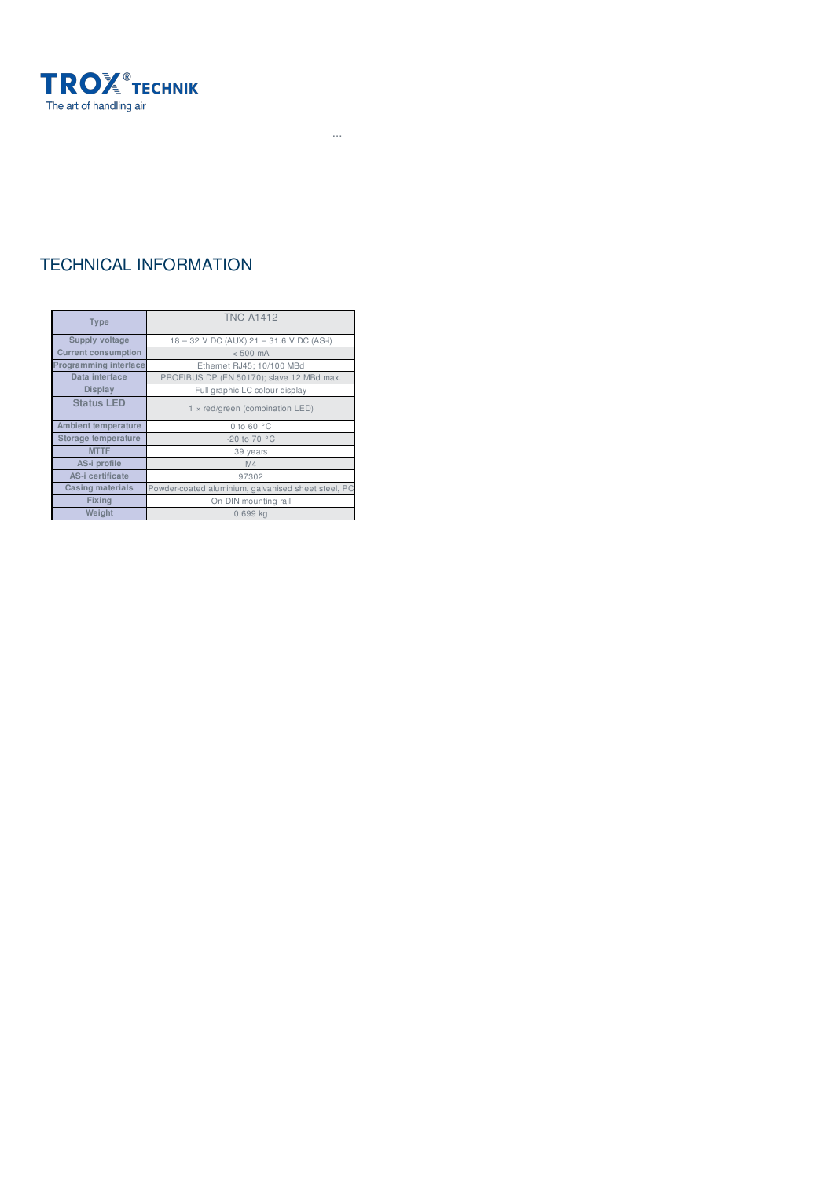## TECHNICAL INFORMATION

| Type | TNC-A1412 |
| --- | --- |
| Supply voltage | 18 – 32 V DC (AUX) 21 – 31.6 V DC (AS-i) |
| Current consumption | < 500 mA |
| Programming interface | Ethernet RJ45; 10/100 MBd |
| Data interface | PROFIBUS DP (EN 50170); slave 12 MBd max. |
| Display | Full graphic LC colour display |
| Status LED | 1 × red/green (combination LED) |
| Ambient temperature | 0 to 60 °C |
| Storage temperature | -20 to 70 °C |
| MTTF | 39 years |
| AS-i profile | M4 |
| AS-i certificate | 97302 |
| Casing materials | Powder-coated aluminium, galvanised sheet steel, PC |
| Fixing | On DIN mounting rail |
| Weight | 0.699 kg |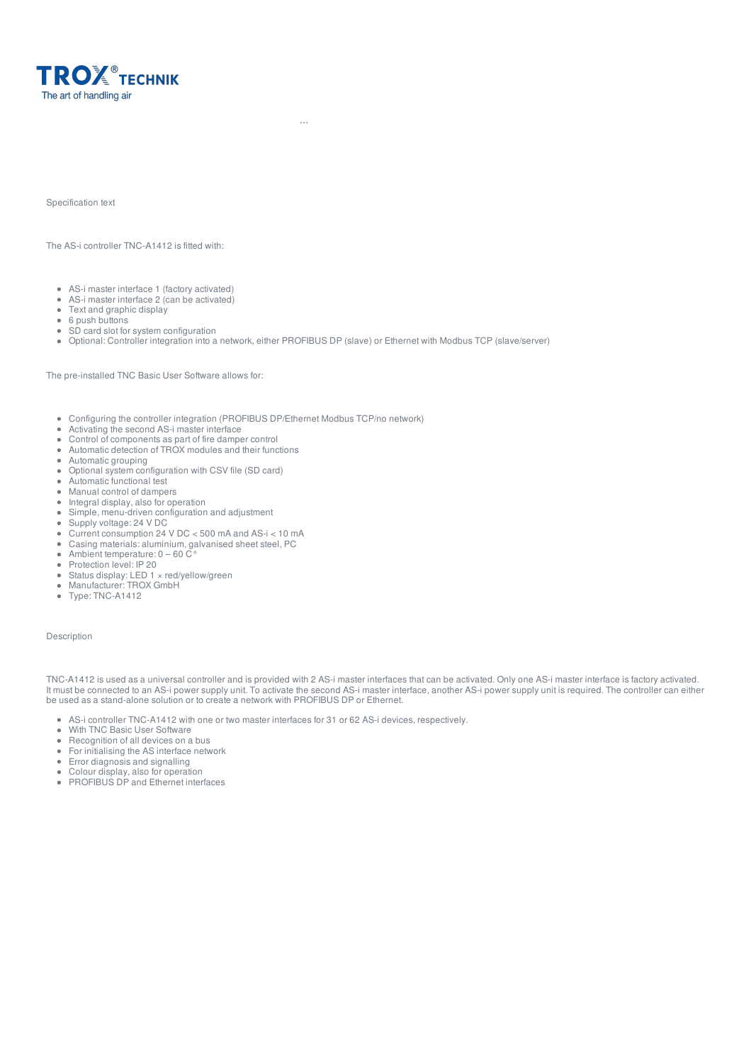Specification text

The AS-i controller TNC-A1412 is fitted with:

- AS-i master interface 1 (factory activated)
- AS-i master interface 2 (can be activated)
- Text and graphic display
- 6 push buttons
- SD card slot for system configuration
- Optional: Controller integration into a network, either PROFIBUS DP (slave) or Ethernet with Modbus TCP (slave/server)

The pre-installed TNC Basic User Software allows for:

- Configuring the controller integration (PROFIBUS DP/Ethernet Modbus TCP/no network)
- Activating the second AS-i master interface
- Control of components as part of fire damper control
- Automatic detection of TROX modules and their functions
- Automatic grouping
- Optional system configuration with CSV file (SD card)
- Automatic functional test
- Manual control of dampers
- Integral display, also for operation
- Simple, menu-driven configuration and adjustment
- Supply voltage: 24 V DC
- Current consumption 24 V DC < 500 mA and AS-i < 10 mA
- Casing materials: aluminium, galvanised sheet steel, PC
- Ambient temperature: 0 – 60 C °
- Protection level: IP 20
- Status display: LED 1 × red/yellow/green
- Manufacturer: TROX GmbH
- Type: TNC-A1412

Description

TNC-A1412 is used as a universal controller and is provided with 2 AS-i master interfaces that can be activated. Only one AS-i master interface is factory activated. It must be connected to an AS-i power supply unit. To activate the second AS-i master interface, another AS-i power supply unit is required. The controller can either be used as a stand-alone solution or to create a network with PROFIBUS DP or Ethernet.

- AS-i controller TNC-A1412 with one or two master interfaces for 31 or 62 AS-i devices, respectively.
- With TNC Basic User Software
- Recognition of all devices on a bus
- For initialising the AS interface network
- Error diagnosis and signalling
- Colour display, also for operation
- PROFIBUS DP and Ethernet interfaces